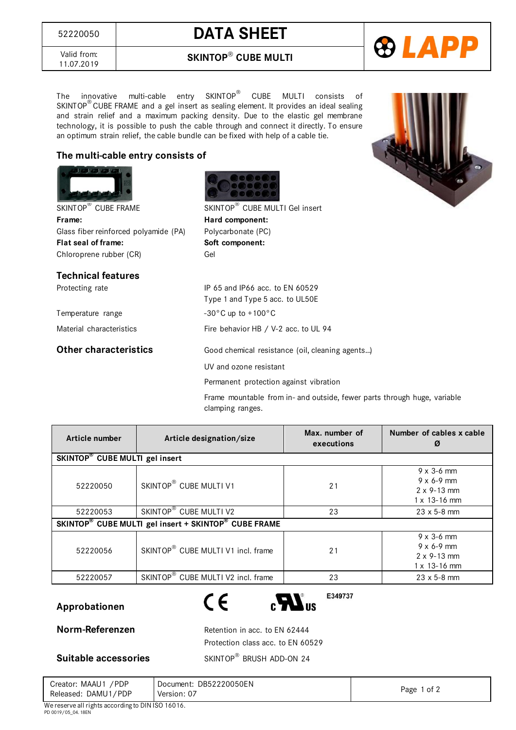# DATA SHEET

52220050

Valid from: 11.07.2019

## SKINTOP® CUBE MULTI

The innovative multi-cable entry SKINTOP® CUBE MULTI consists of SKINTOP® CUBE FRAME and a gel insert as sealing element. It provides an ideal sealing and strain relief and a maximum packing density. Due to the elastic gel membrane technology, it is possible to push the cable through and connect it directly. To ensure an optimum strain relief, the cable bundle can be fixed with help of a cable tie.

### The multi-cable entry consists of

SKINTOP® CUBE FRAME

**Frame:**
Glass fiber reinforced polyamide (PA)

**Flat seal of frame:**
Chloroprene rubber (CR)

SKINTOP® CUBE MULTI Gel insert

**Hard component:**
Polycarbonate (PC)

**Soft component:**
Gel

### Technical features

| | |
|---|---|
| Protecting rate | IP 65 and IP66 acc. to EN 60529<br>Type 1 and Type 5 acc. to UL50E |
| Temperature range | -30°C up to +100°C |
| Material characteristics | Fire behavior HB / V-2 acc. to UL 94 |

### Other characteristics

Good chemical resistance (oil, cleaning agents..)

UV and ozone resistant

Permanent protection against vibration

Frame mountable from in- and outside, fewer parts through huge, variable clamping ranges.

| Article number | Article designation/size | Max. number of executions | Number of cables x cable Ø |
|---|---|---|---|
| **SKINTOP® CUBE MULTI gel insert** | | | |
| 52220050 | SKINTOP® CUBE MULTI V1 | 21 | 9 x 3-6 mm<br>9 x 6-9 mm<br>2 x 9-13 mm<br>1 x 13-16 mm |
| 52220053 | SKINTOP® CUBE MULTI V2 | 23 | 23 x 5-8 mm |
| **SKINTOP® CUBE MULTI gel insert + SKINTOP® CUBE FRAME** | | | |
| 52220056 | SKINTOP® CUBE MULTI V1 incl. frame | 21 | 9 x 3-6 mm<br>9 x 6-9 mm<br>2 x 9-13 mm<br>1 x 13-16 mm |
| 52220057 | SKINTOP® CUBE MULTI V2 incl. frame | 23 | 23 x 5-8 mm |

### Approbationen

CE  cULus  E349737

### Norm-Referenzen

Retention in acc. to EN 62444

Protection class acc. to EN 60529

### Suitable accessories

SKINTOP® BRUSH ADD-ON 24

| | |
|---|---|
| Creator: MAAU1 /PDP<br>Released: DAMU1/PDP | Document: DB52220050EN<br>Version: 07 |

We reserve all rights according to DIN ISO 16016.
PD 0019/05_04. 18EN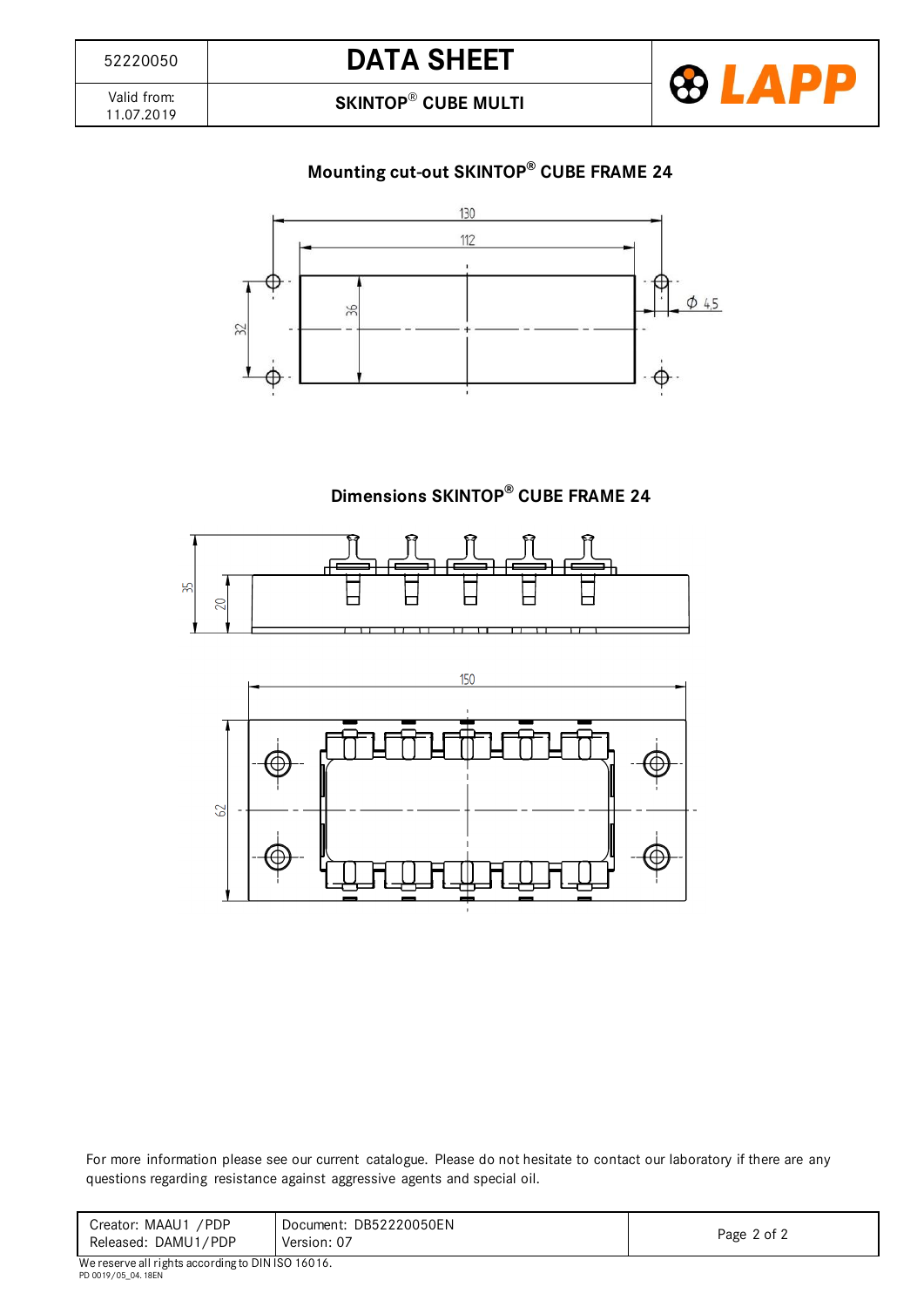## Mounting cut-out SKINTOP® CUBE FRAME 24

130
112
36
32
Φ 4,5

## Dimensions SKINTOP® CUBE FRAME 24

35
20
150
62

For more information please see our current catalogue. Please do not hesitate to contact our laboratory if there are any questions regarding resistance against aggressive agents and special oil.

| | | |
|---|---|---|
| Creator: MAAU1 /PDP<br>Released: DAMU1/PDP | Document: DB52220050EN<br>Version: 07 | Page 2 of 2 |

We reserve all rights according to DIN ISO 16016.